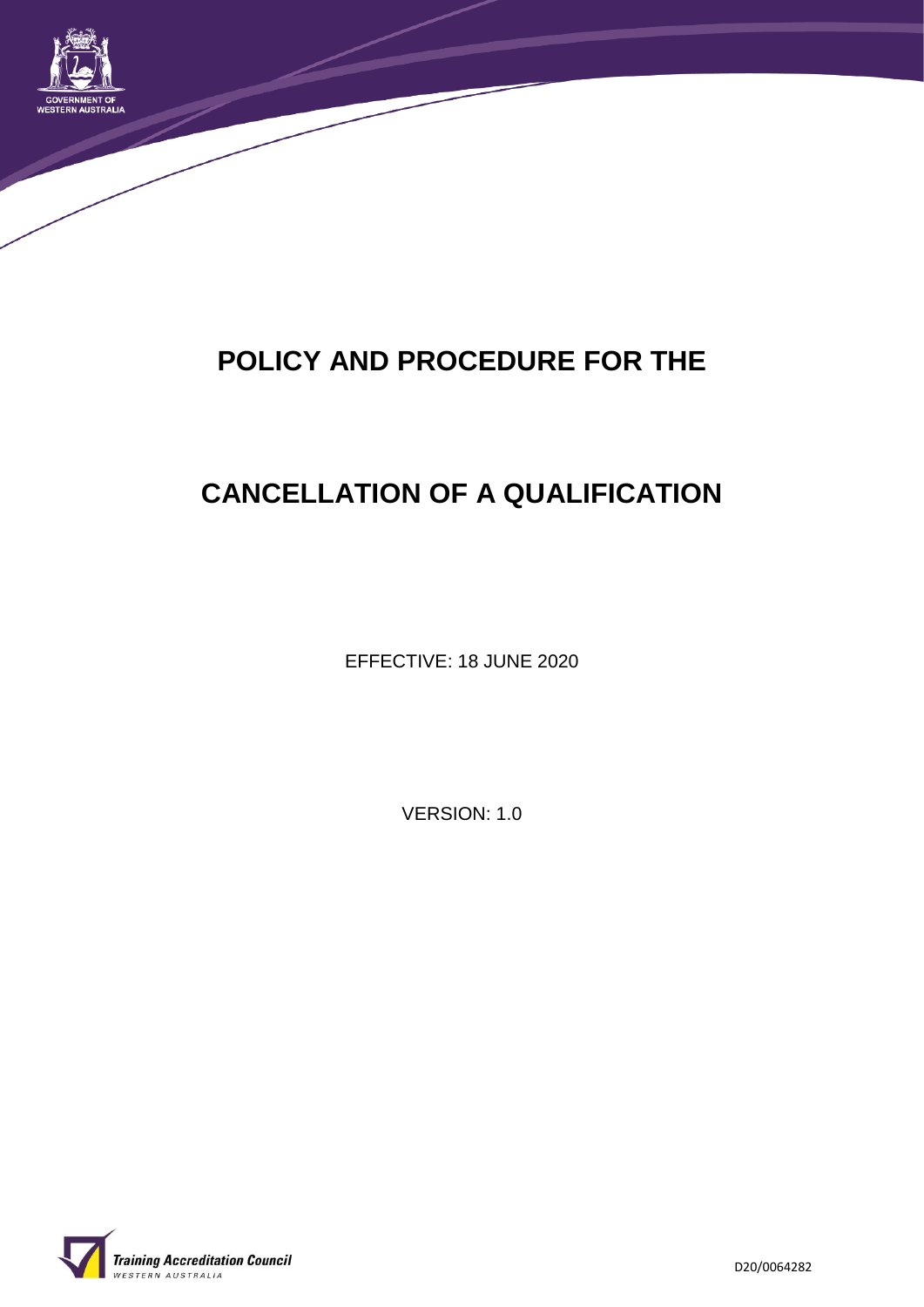GOVERNMENT OF WESTERN AUSTRALIA

# POLICY AND PROCEDURE FOR THE

# CANCELLATION OF A QUALIFICATION

EFFECTIVE: 18 JUNE 2020

VERSION: 1.0

Training Accreditation Council WESTERN AUSTRALIA

D20/0064282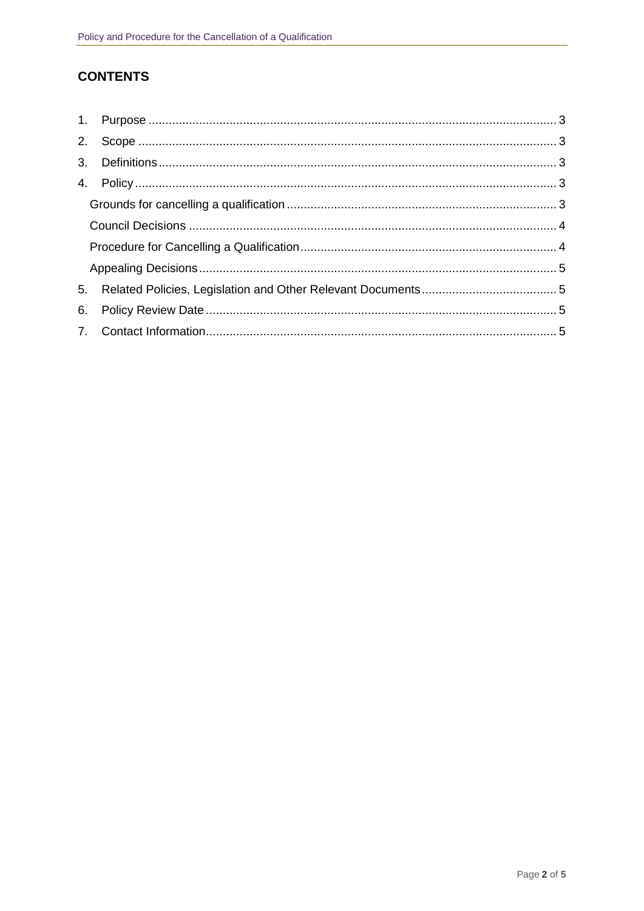## CONTENTS

1. Purpose ........................................................................................................................ 3
2. Scope ........................................................................................................................... 3
3. Definitions ..................................................................................................................... 3
4. Policy ............................................................................................................................ 3
   - Grounds for cancelling a qualification ................................................................................ 3
   - Council Decisions ............................................................................................................ 4
   - Procedure for Cancelling a Qualification ............................................................................ 4
   - Appealing Decisions ......................................................................................................... 5
5. Related Policies, Legislation and Other Relevant Documents ........................................ 5
6. Policy Review Date ....................................................................................................... 5
7. Contact Information ....................................................................................................... 5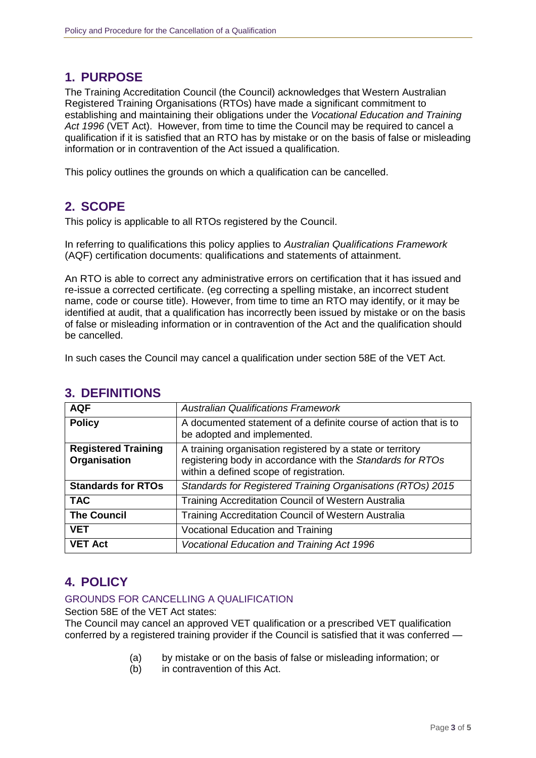## 1. PURPOSE

The Training Accreditation Council (the Council) acknowledges that Western Australian Registered Training Organisations (RTOs) have made a significant commitment to establishing and maintaining their obligations under the *Vocational Education and Training Act 1996* (VET Act). However, from time to time the Council may be required to cancel a qualification if it is satisfied that an RTO has by mistake or on the basis of false or misleading information or in contravention of the Act issued a qualification.

This policy outlines the grounds on which a qualification can be cancelled.

## 2. SCOPE

This policy is applicable to all RTOs registered by the Council.

In referring to qualifications this policy applies to *Australian Qualifications Framework* (AQF) certification documents: qualifications and statements of attainment.

An RTO is able to correct any administrative errors on certification that it has issued and re-issue a corrected certificate. (eg correcting a spelling mistake, an incorrect student name, code or course title). However, from time to time an RTO may identify, or it may be identified at audit, that a qualification has incorrectly been issued by mistake or on the basis of false or misleading information or in contravention of the Act and the qualification should be cancelled.

In such cases the Council may cancel a qualification under section 58E of the VET Act.

## 3. DEFINITIONS

| | |
|---|---|
| **AQF** | *Australian Qualifications Framework* |
| **Policy** | A documented statement of a definite course of action that is to be adopted and implemented. |
| **Registered Training Organisation** | A training organisation registered by a state or territory registering body in accordance with the *Standards for RTOs* within a defined scope of registration. |
| **Standards for RTOs** | *Standards for Registered Training Organisations (RTOs) 2015* |
| **TAC** | Training Accreditation Council of Western Australia |
| **The Council** | Training Accreditation Council of Western Australia |
| **VET** | Vocational Education and Training |
| **VET Act** | *Vocational Education and Training Act 1996* |

## 4. POLICY

### GROUNDS FOR CANCELLING A QUALIFICATION

Section 58E of the VET Act states:

The Council may cancel an approved VET qualification or a prescribed VET qualification conferred by a registered training provider if the Council is satisfied that it was conferred —

(a) by mistake or on the basis of false or misleading information; or
(b) in contravention of this Act.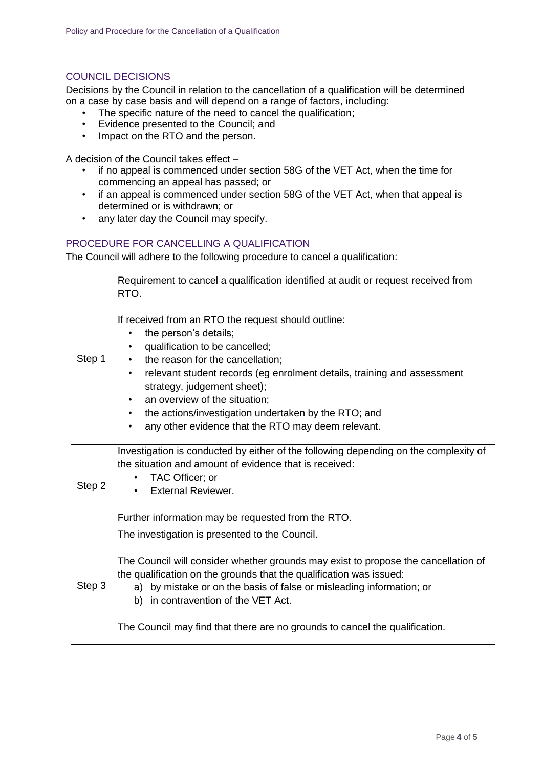## COUNCIL DECISIONS

Decisions by the Council in relation to the cancellation of a qualification will be determined on a case by case basis and will depend on a range of factors, including:

- The specific nature of the need to cancel the qualification;
- Evidence presented to the Council; and
- Impact on the RTO and the person.

A decision of the Council takes effect –

- if no appeal is commenced under section 58G of the VET Act, when the time for commencing an appeal has passed; or
- if an appeal is commenced under section 58G of the VET Act, when that appeal is determined or is withdrawn; or
- any later day the Council may specify.

## PROCEDURE FOR CANCELLING A QUALIFICATION

The Council will adhere to the following procedure to cancel a qualification:

| | |
|---|---|
| Step 1 | Requirement to cancel a qualification identified at audit or request received from RTO.<br><br>If received from an RTO the request should outline:<br>• the person's details;<br>• qualification to be cancelled;<br>• the reason for the cancellation;<br>• relevant student records (eg enrolment details, training and assessment strategy, judgement sheet);<br>• an overview of the situation;<br>• the actions/investigation undertaken by the RTO; and<br>• any other evidence that the RTO may deem relevant. |
| Step 2 | Investigation is conducted by either of the following depending on the complexity of the situation and amount of evidence that is received:<br>• TAC Officer; or<br>• External Reviewer.<br><br>Further information may be requested from the RTO. |
| Step 3 | The investigation is presented to the Council.<br><br>The Council will consider whether grounds may exist to propose the cancellation of the qualification on the grounds that the qualification was issued:<br>a) by mistake or on the basis of false or misleading information; or<br>b) in contravention of the VET Act.<br><br>The Council may find that there are no grounds to cancel the qualification. |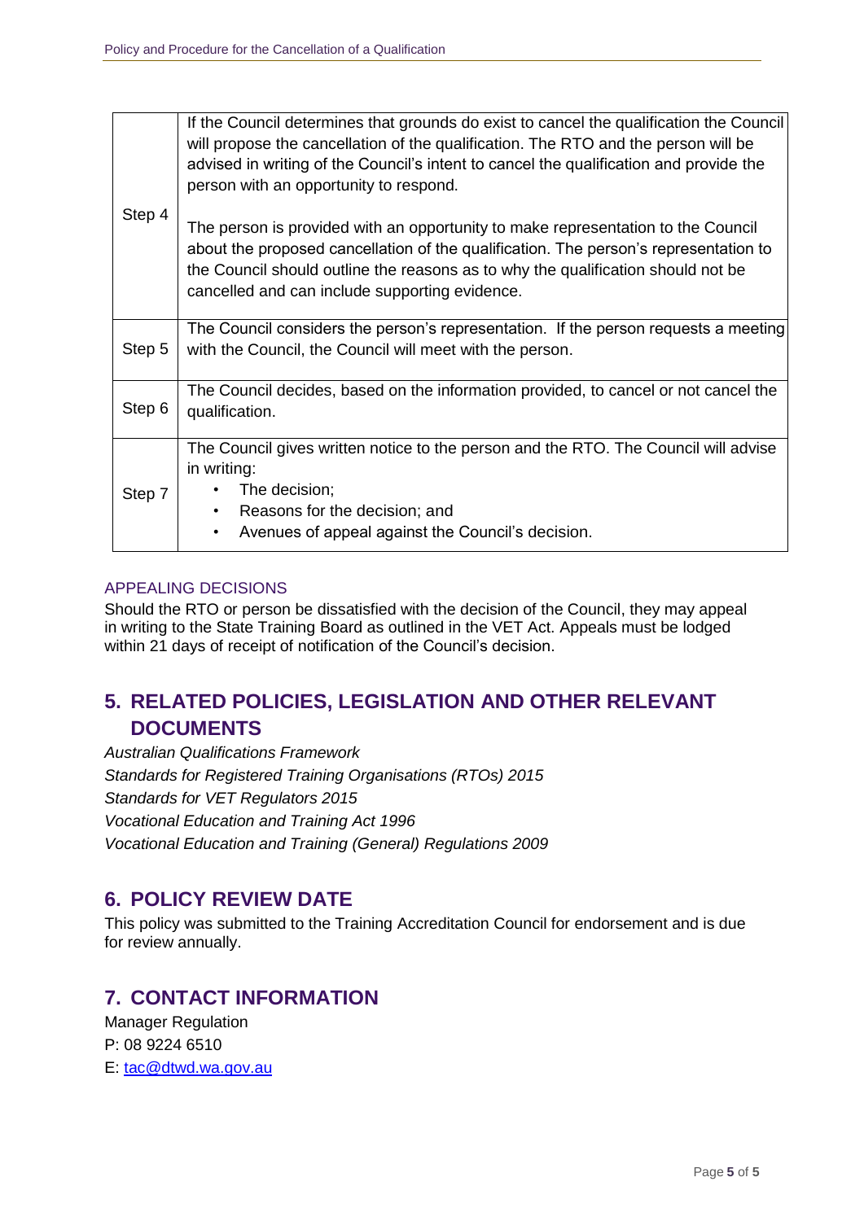| | |
|---|---|
| Step 4 | If the Council determines that grounds do exist to cancel the qualification the Council will propose the cancellation of the qualification. The RTO and the person will be advised in writing of the Council's intent to cancel the qualification and provide the person with an opportunity to respond.<br><br>The person is provided with an opportunity to make representation to the Council about the proposed cancellation of the qualification. The person's representation to the Council should outline the reasons as to why the qualification should not be cancelled and can include supporting evidence. |
| Step 5 | The Council considers the person's representation. If the person requests a meeting with the Council, the Council will meet with the person. |
| Step 6 | The Council decides, based on the information provided, to cancel or not cancel the qualification. |
| Step 7 | The Council gives written notice to the person and the RTO. The Council will advise in writing:<br>• The decision;<br>• Reasons for the decision; and<br>• Avenues of appeal against the Council's decision. |

### APPEALING DECISIONS

Should the RTO or person be dissatisfied with the decision of the Council, they may appeal in writing to the State Training Board as outlined in the VET Act. Appeals must be lodged within 21 days of receipt of notification of the Council's decision.

## 5. RELATED POLICIES, LEGISLATION AND OTHER RELEVANT DOCUMENTS

*Australian Qualifications Framework*
*Standards for Registered Training Organisations (RTOs) 2015*
*Standards for VET Regulators 2015*
*Vocational Education and Training Act 1996*
*Vocational Education and Training (General) Regulations 2009*

## 6. POLICY REVIEW DATE

This policy was submitted to the Training Accreditation Council for endorsement and is due for review annually.

## 7. CONTACT INFORMATION

Manager Regulation
P: 08 9224 6510
E: tac@dtwd.wa.gov.au